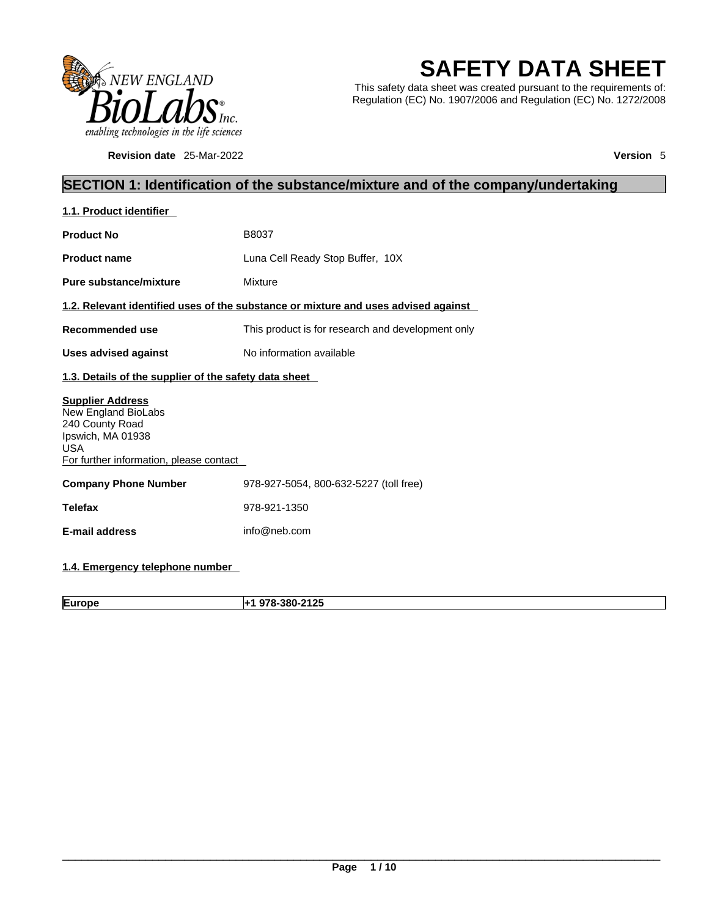# SAFETY DATA SHEET

This safety data sheet was created pursuant to the requirements of: Regulation (EC) No. 1907/2006 and Regulation (EC) No. 1272/2008

**Revision date** 25-Mar-2022

**Version** 5

## SECTION 1: Identification of the substance/mixture and of the company/undertaking

### 1.1. Product identifier

**Product No** B8037

**Product name** Luna Cell Ready Stop Buffer, 10X

**Pure substance/mixture** Mixture

### 1.2. Relevant identified uses of the substance or mixture and uses advised against

**Recommended use** This product is for research and development only

**Uses advised against** No information available

### 1.3. Details of the supplier of the safety data sheet

**Supplier Address**
New England BioLabs
240 County Road
Ipswich, MA 01938
USA
For further information, please contact

**Company Phone Number** 978-927-5054, 800-632-5227 (toll free)

**Telefax** 978-921-1350

**E-mail address** info@neb.com

### 1.4. Emergency telephone number

| Europe | +1 978-380-2125 |
|---|---|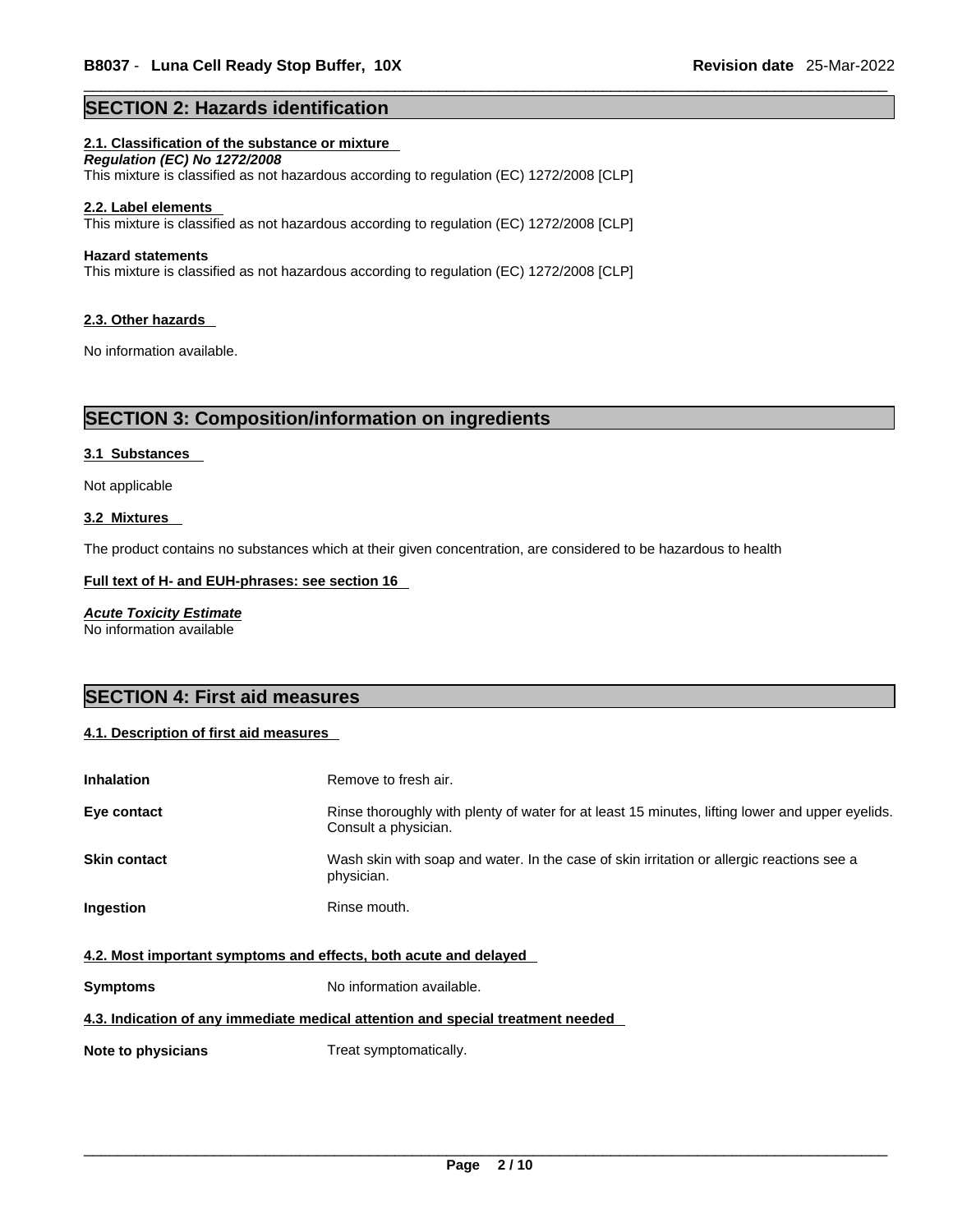## SECTION 2: Hazards identification

### 2.1. Classification of the substance or mixture

***Regulation (EC) No 1272/2008***

This mixture is classified as not hazardous according to regulation (EC) 1272/2008 [CLP]

### 2.2. Label elements

This mixture is classified as not hazardous according to regulation (EC) 1272/2008 [CLP]

**Hazard statements**

This mixture is classified as not hazardous according to regulation (EC) 1272/2008 [CLP]

### 2.3. Other hazards

No information available.

## SECTION 3: Composition/information on ingredients

### 3.1 Substances

Not applicable

### 3.2 Mixtures

The product contains no substances which at their given concentration, are considered to be hazardous to health

**Full text of H- and EUH-phrases: see section 16**

***Acute Toxicity Estimate***

No information available

## SECTION 4: First aid measures

### 4.1. Description of first aid measures

**Inhalation** Remove to fresh air.

**Eye contact** Rinse thoroughly with plenty of water for at least 15 minutes, lifting lower and upper eyelids. Consult a physician.

**Skin contact** Wash skin with soap and water. In the case of skin irritation or allergic reactions see a physician.

**Ingestion** Rinse mouth.

### 4.2. Most important symptoms and effects, both acute and delayed

**Symptoms** No information available.

### 4.3. Indication of any immediate medical attention and special treatment needed

**Note to physicians** Treat symptomatically.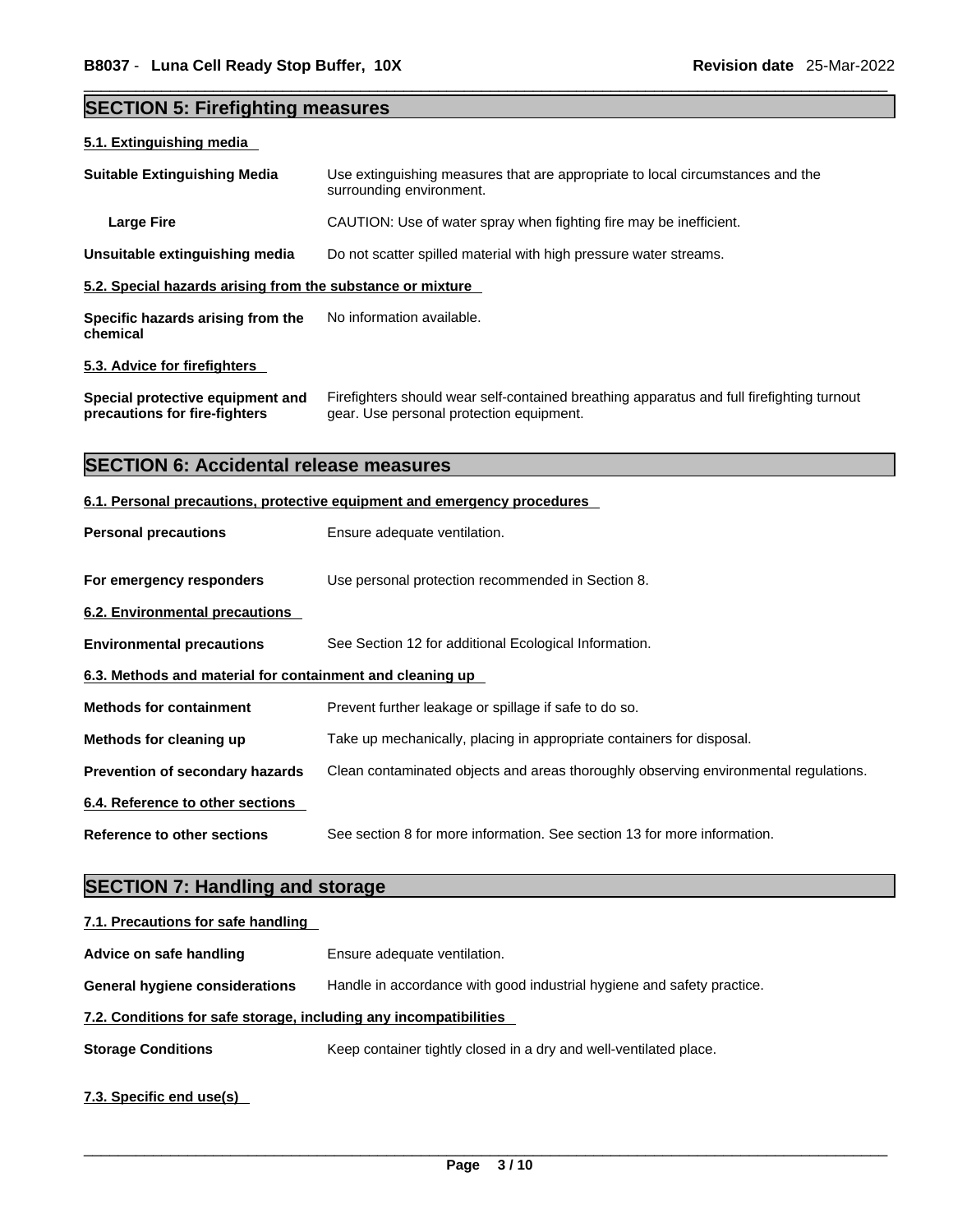## SECTION 5: Firefighting measures

### 5.1. Extinguishing media

| | |
|---|---|
| **Suitable Extinguishing Media** | Use extinguishing measures that are appropriate to local circumstances and the surrounding environment. |
| **Large Fire** | CAUTION: Use of water spray when fighting fire may be inefficient. |
| **Unsuitable extinguishing media** | Do not scatter spilled material with high pressure water streams. |

### 5.2. Special hazards arising from the substance or mixture

| | |
|---|---|
| **Specific hazards arising from the chemical** | No information available. |

### 5.3. Advice for firefighters

| | |
|---|---|
| **Special protective equipment and precautions for fire-fighters** | Firefighters should wear self-contained breathing apparatus and full firefighting turnout gear. Use personal protection equipment. |

## SECTION 6: Accidental release measures

### 6.1. Personal precautions, protective equipment and emergency procedures

| | |
|---|---|
| **Personal precautions** | Ensure adequate ventilation. |
| **For emergency responders** | Use personal protection recommended in Section 8. |

### 6.2. Environmental precautions

| | |
|---|---|
| **Environmental precautions** | See Section 12 for additional Ecological Information. |

### 6.3. Methods and material for containment and cleaning up

| | |
|---|---|
| **Methods for containment** | Prevent further leakage or spillage if safe to do so. |
| **Methods for cleaning up** | Take up mechanically, placing in appropriate containers for disposal. |
| **Prevention of secondary hazards** | Clean contaminated objects and areas thoroughly observing environmental regulations. |

### 6.4. Reference to other sections

| | |
|---|---|
| **Reference to other sections** | See section 8 for more information. See section 13 for more information. |

## SECTION 7: Handling and storage

### 7.1. Precautions for safe handling

| | |
|---|---|
| **Advice on safe handling** | Ensure adequate ventilation. |
| **General hygiene considerations** | Handle in accordance with good industrial hygiene and safety practice. |

### 7.2. Conditions for safe storage, including any incompatibilities

| | |
|---|---|
| **Storage Conditions** | Keep container tightly closed in a dry and well-ventilated place. |

### 7.3. Specific end use(s)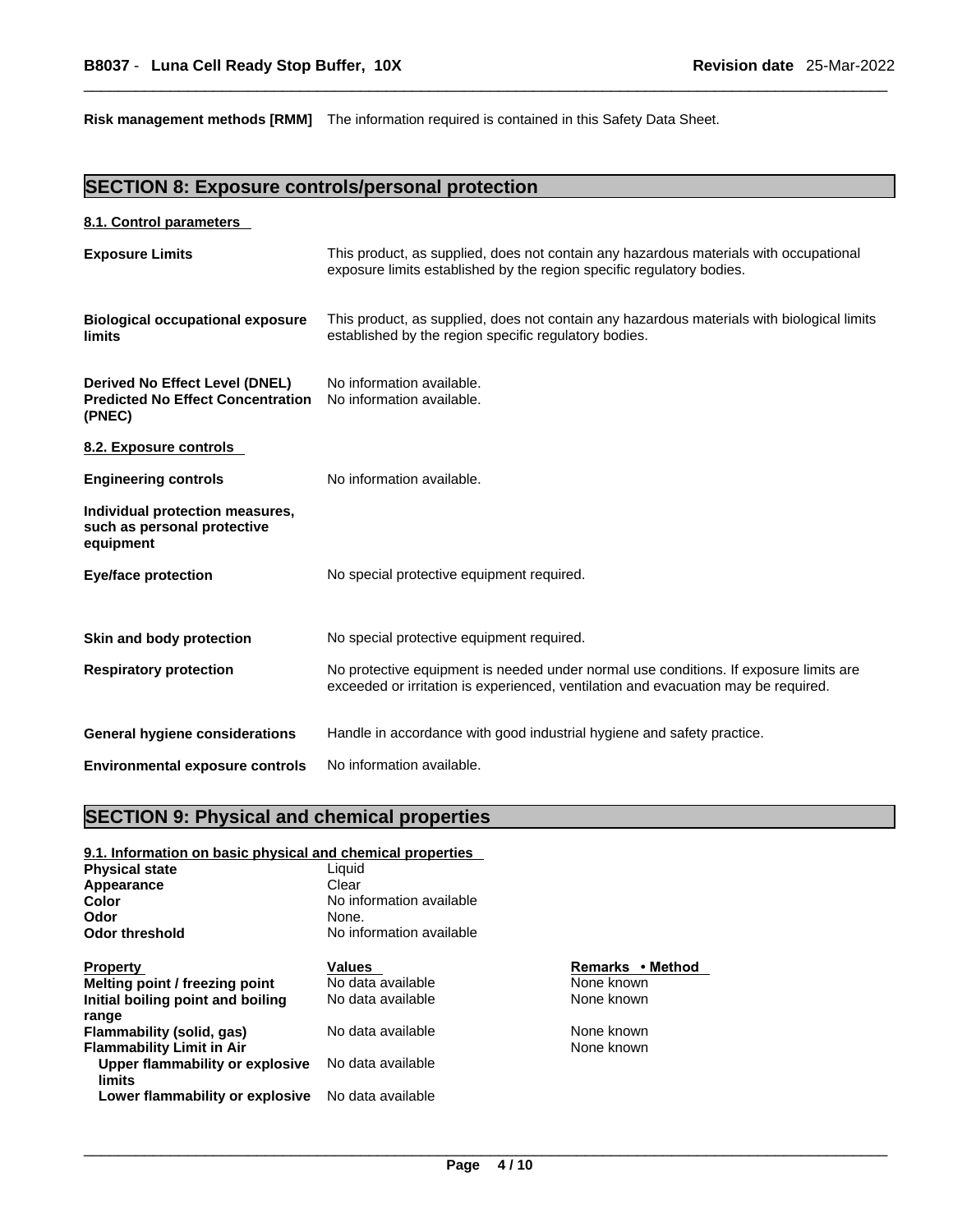**Risk management methods [RMM]** The information required is contained in this Safety Data Sheet.

## SECTION 8: Exposure controls/personal protection

### 8.1. Control parameters

| | |
|---|---|
| **Exposure Limits** | This product, as supplied, does not contain any hazardous materials with occupational exposure limits established by the region specific regulatory bodies. |
| **Biological occupational exposure limits** | This product, as supplied, does not contain any hazardous materials with biological limits established by the region specific regulatory bodies. |
| **Derived No Effect Level (DNEL)** | No information available. |
| **Predicted No Effect Concentration (PNEC)** | No information available. |

### 8.2. Exposure controls

| | |
|---|---|
| **Engineering controls** | No information available. |
| **Individual protection measures, such as personal protective equipment** | |
| **Eye/face protection** | No special protective equipment required. |
| **Skin and body protection** | No special protective equipment required. |
| **Respiratory protection** | No protective equipment is needed under normal use conditions. If exposure limits are exceeded or irritation is experienced, ventilation and evacuation may be required. |
| **General hygiene considerations** | Handle in accordance with good industrial hygiene and safety practice. |
| **Environmental exposure controls** | No information available. |

## SECTION 9: Physical and chemical properties

### 9.1. Information on basic physical and chemical properties

| | |
|---|---|
| **Physical state** | Liquid |
| **Appearance** | Clear |
| **Color** | No information available |
| **Odor** | None. |
| **Odor threshold** | No information available |

| Property | Values | Remarks • Method |
|---|---|---|
| **Melting point / freezing point** | No data available | None known |
| **Initial boiling point and boiling range** | No data available | None known |
| **Flammability (solid, gas)** | No data available | None known |
| **Flammability Limit in Air** | | None known |
| **Upper flammability or explosive limits** | No data available | |
| **Lower flammability or explosive** | No data available | |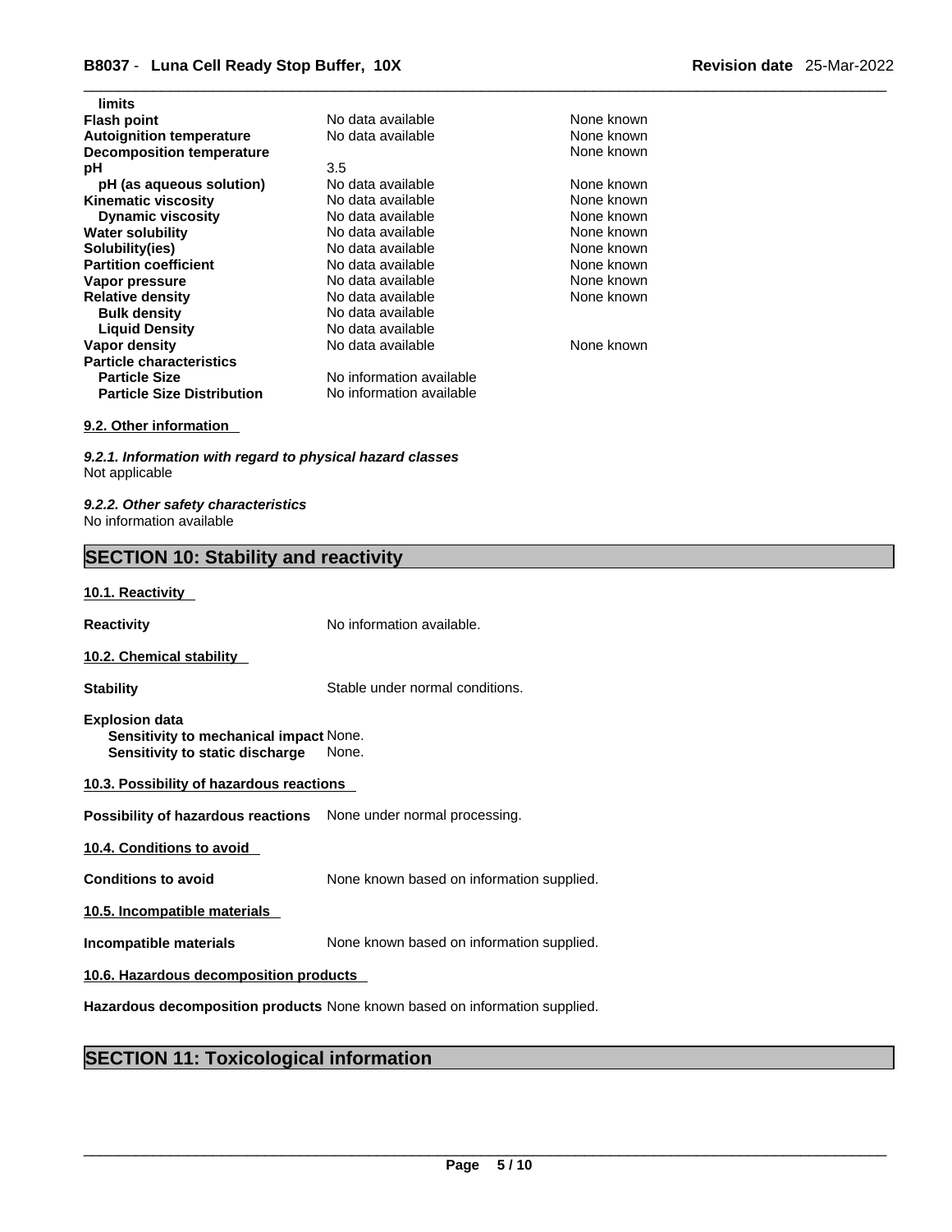| | | |
|---|---|---|
| **limits** | | |
| **Flash point** | No data available | None known |
| **Autoignition temperature** | No data available | None known |
| **Decomposition temperature** | | None known |
| **pH** | 3.5 | |
| **pH (as aqueous solution)** | No data available | None known |
| **Kinematic viscosity** | No data available | None known |
| **Dynamic viscosity** | No data available | None known |
| **Water solubility** | No data available | None known |
| **Solubility(ies)** | No data available | None known |
| **Partition coefficient** | No data available | None known |
| **Vapor pressure** | No data available | None known |
| **Relative density** | No data available | None known |
| **Bulk density** | No data available | |
| **Liquid Density** | No data available | |
| **Vapor density** | No data available | None known |
| **Particle characteristics** | | |
| **Particle Size** | No information available | |
| **Particle Size Distribution** | No information available | |

### 9.2. Other information

***9.2.1. Information with regard to physical hazard classes***
Not applicable

***9.2.2. Other safety characteristics***
No information available

## SECTION 10: Stability and reactivity

### 10.1. Reactivity

**Reactivity** No information available.

### 10.2. Chemical stability

**Stability** Stable under normal conditions.

**Explosion data**
**Sensitivity to mechanical impact** None.
**Sensitivity to static discharge** None.

### 10.3. Possibility of hazardous reactions

**Possibility of hazardous reactions** None under normal processing.

### 10.4. Conditions to avoid

**Conditions to avoid** None known based on information supplied.

### 10.5. Incompatible materials

**Incompatible materials** None known based on information supplied.

### 10.6. Hazardous decomposition products

**Hazardous decomposition products** None known based on information supplied.

## SECTION 11: Toxicological information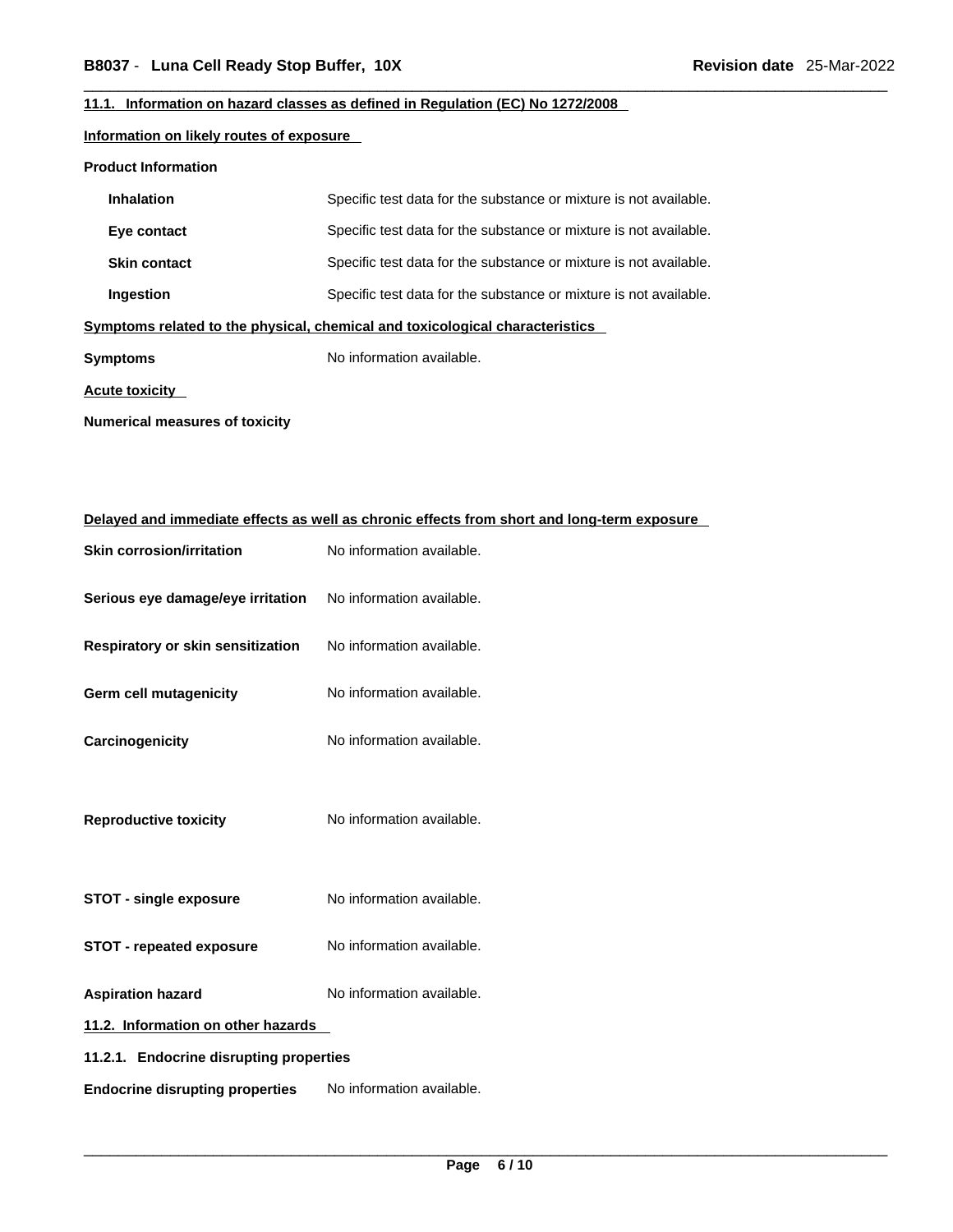### 11.1. Information on hazard classes as defined in Regulation (EC) No 1272/2008

**Information on likely routes of exposure**

**Product Information**

| | |
|---|---|
| **Inhalation** | Specific test data for the substance or mixture is not available. |
| **Eye contact** | Specific test data for the substance or mixture is not available. |
| **Skin contact** | Specific test data for the substance or mixture is not available. |
| **Ingestion** | Specific test data for the substance or mixture is not available. |

**Symptoms related to the physical, chemical and toxicological characteristics**

**Symptoms** No information available.

**Acute toxicity**

**Numerical measures of toxicity**

**Delayed and immediate effects as well as chronic effects from short and long-term exposure**

| | |
|---|---|
| **Skin corrosion/irritation** | No information available. |
| **Serious eye damage/eye irritation** | No information available. |
| **Respiratory or skin sensitization** | No information available. |
| **Germ cell mutagenicity** | No information available. |
| **Carcinogenicity** | No information available. |
| **Reproductive toxicity** | No information available. |
| **STOT - single exposure** | No information available. |
| **STOT - repeated exposure** | No information available. |
| **Aspiration hazard** | No information available. |

### 11.2. Information on other hazards

#### 11.2.1. Endocrine disrupting properties

**Endocrine disrupting properties** No information available.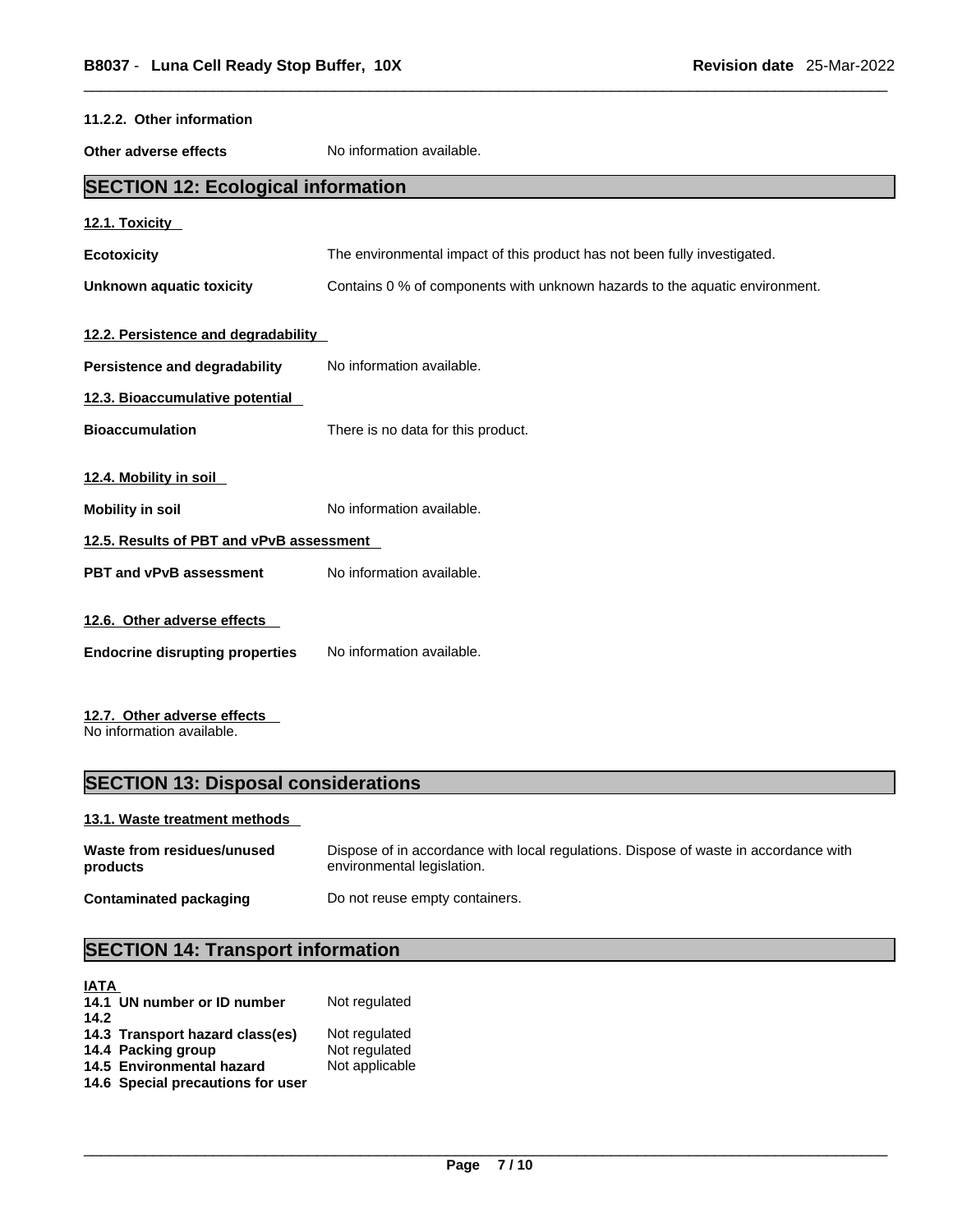#### 11.2.2. Other information

**Other adverse effects** No information available.

## SECTION 12: Ecological information

### 12.1. Toxicity

**Ecotoxicity** The environmental impact of this product has not been fully investigated.

**Unknown aquatic toxicity** Contains 0 % of components with unknown hazards to the aquatic environment.

### 12.2. Persistence and degradability

**Persistence and degradability** No information available.

### 12.3. Bioaccumulative potential

**Bioaccumulation** There is no data for this product.

### 12.4. Mobility in soil

**Mobility in soil** No information available.

### 12.5. Results of PBT and vPvB assessment

**PBT and vPvB assessment** No information available.

### 12.6. Other adverse effects

**Endocrine disrupting properties** No information available.

### 12.7. Other adverse effects

No information available.

## SECTION 13: Disposal considerations

### 13.1. Waste treatment methods

**Waste from residues/unused products** Dispose of in accordance with local regulations. Dispose of waste in accordance with environmental legislation.

**Contaminated packaging** Do not reuse empty containers.

## SECTION 14: Transport information

### IATA

| | |
|---|---|
| **14.1 UN number or ID number** | Not regulated |
| **14.2** | |
| **14.3 Transport hazard class(es)** | Not regulated |
| **14.4 Packing group** | Not regulated |
| **14.5 Environmental hazard** | Not applicable |
| **14.6 Special precautions for user** | |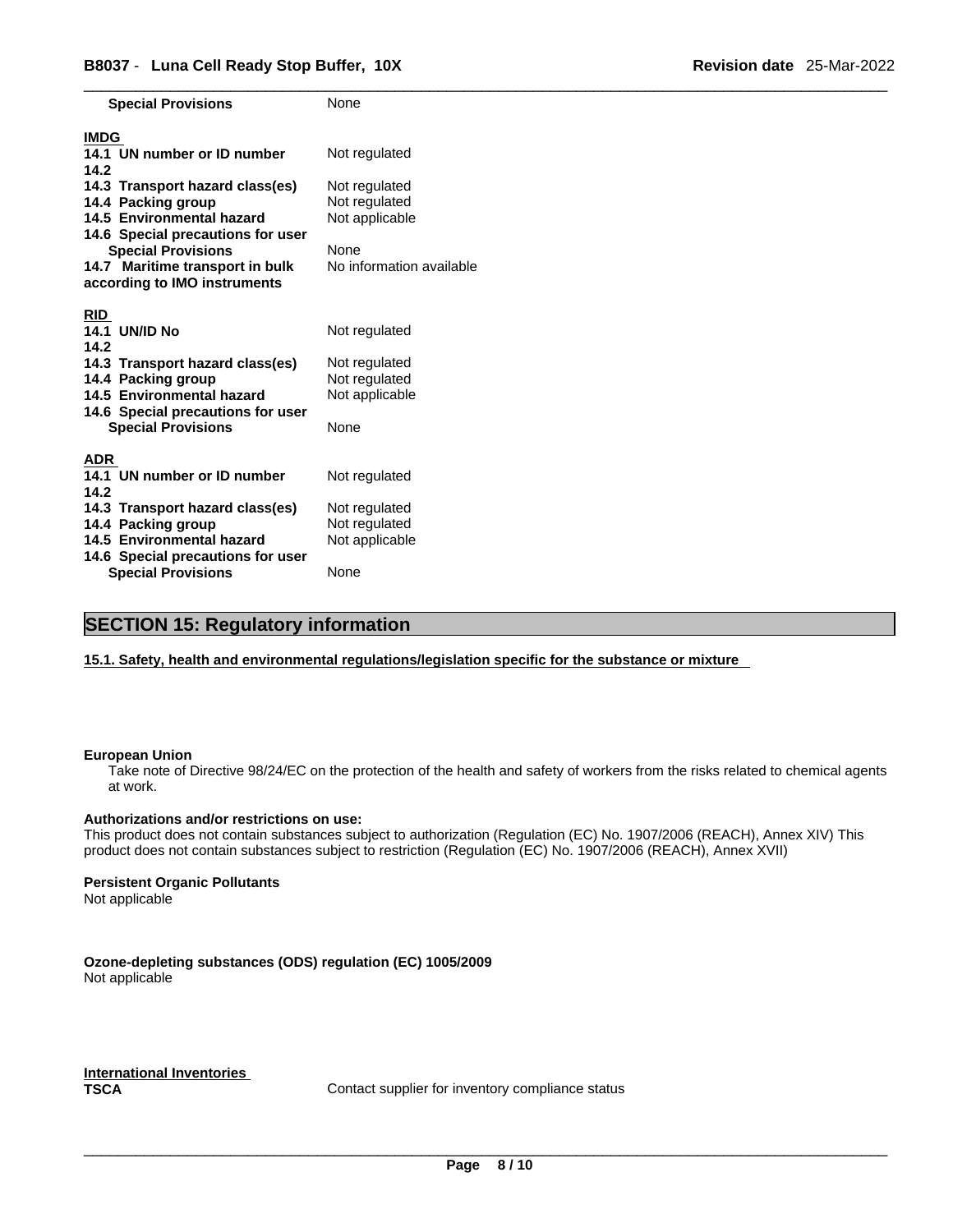| | |
|---|---|
| **Special Provisions** | None |

**IMDG**

| | |
|---|---|
| **14.1 UN number or ID number** | Not regulated |
| **14.2** | |
| **14.3 Transport hazard class(es)** | Not regulated |
| **14.4 Packing group** | Not regulated |
| **14.5 Environmental hazard** | Not applicable |
| **14.6 Special precautions for user** | |
| **Special Provisions** | None |
| **14.7 Maritime transport in bulk according to IMO instruments** | No information available |

**RID**

| | |
|---|---|
| **14.1 UN/ID No** | Not regulated |
| **14.2** | |
| **14.3 Transport hazard class(es)** | Not regulated |
| **14.4 Packing group** | Not regulated |
| **14.5 Environmental hazard** | Not applicable |
| **14.6 Special precautions for user** | |
| **Special Provisions** | None |

**ADR**

| | |
|---|---|
| **14.1 UN number or ID number** | Not regulated |
| **14.2** | |
| **14.3 Transport hazard class(es)** | Not regulated |
| **14.4 Packing group** | Not regulated |
| **14.5 Environmental hazard** | Not applicable |
| **14.6 Special precautions for user** | |
| **Special Provisions** | None |

## SECTION 15: Regulatory information

**15.1. Safety, health and environmental regulations/legislation specific for the substance or mixture**

**European Union**

Take note of Directive 98/24/EC on the protection of the health and safety of workers from the risks related to chemical agents at work.

**Authorizations and/or restrictions on use:**

This product does not contain substances subject to authorization (Regulation (EC) No. 1907/2006 (REACH), Annex XIV) This product does not contain substances subject to restriction (Regulation (EC) No. 1907/2006 (REACH), Annex XVII)

**Persistent Organic Pollutants**

Not applicable

**Ozone-depleting substances (ODS) regulation (EC) 1005/2009**

Not applicable

**International Inventories**

| | |
|---|---|
| **TSCA** | Contact supplier for inventory compliance status |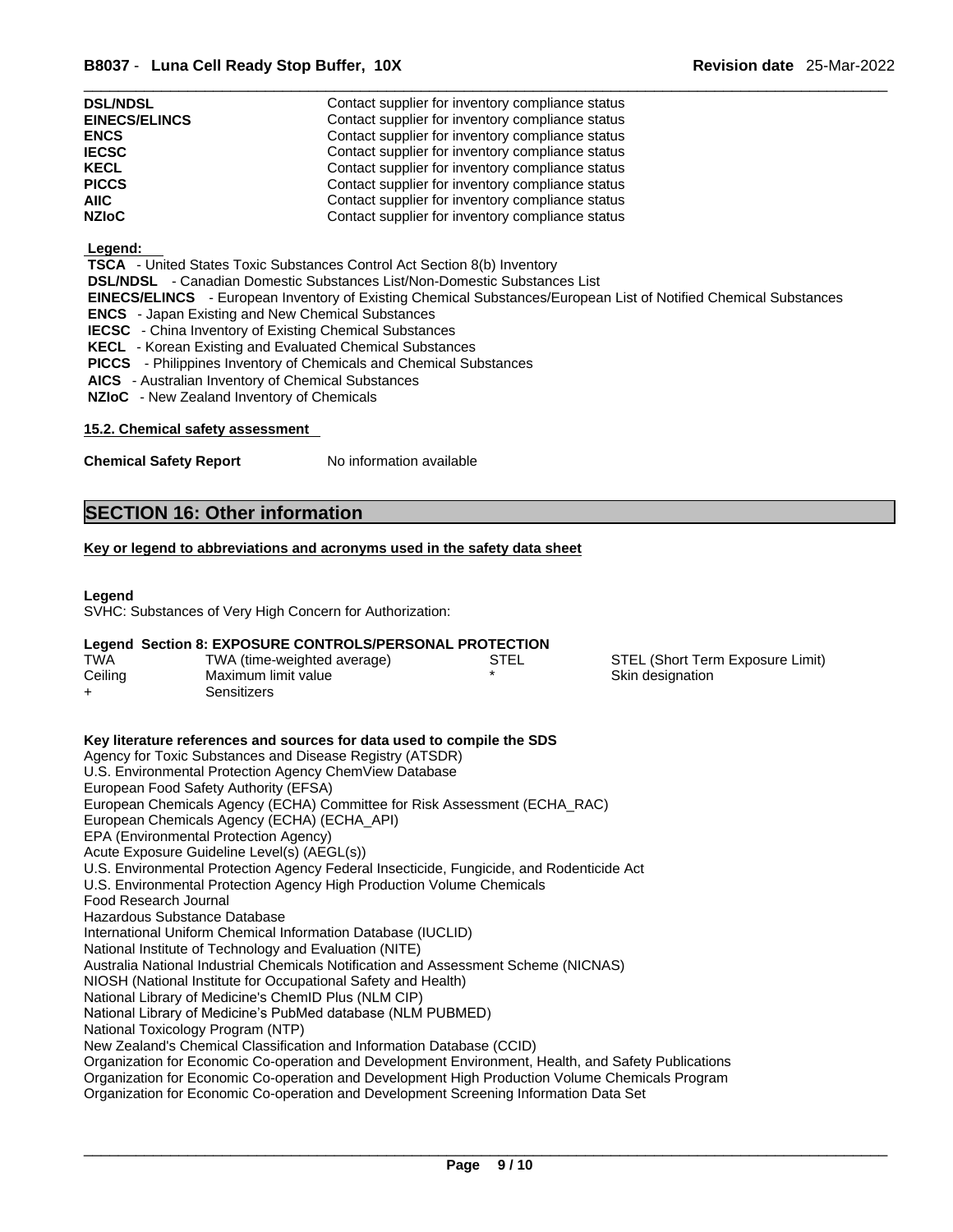| | |
|---|---|
| **DSL/NDSL** | Contact supplier for inventory compliance status |
| **EINECS/ELINCS** | Contact supplier for inventory compliance status |
| **ENCS** | Contact supplier for inventory compliance status |
| **IECSC** | Contact supplier for inventory compliance status |
| **KECL** | Contact supplier for inventory compliance status |
| **PICCS** | Contact supplier for inventory compliance status |
| **AIIC** | Contact supplier for inventory compliance status |
| **NZIoC** | Contact supplier for inventory compliance status |

**Legend:**

**TSCA** - United States Toxic Substances Control Act Section 8(b) Inventory
**DSL/NDSL** - Canadian Domestic Substances List/Non-Domestic Substances List
**EINECS/ELINCS** - European Inventory of Existing Chemical Substances/European List of Notified Chemical Substances
**ENCS** - Japan Existing and New Chemical Substances
**IECSC** - China Inventory of Existing Chemical Substances
**KECL** - Korean Existing and Evaluated Chemical Substances
**PICCS** - Philippines Inventory of Chemicals and Chemical Substances
**AICS** - Australian Inventory of Chemical Substances
**NZIoC** - New Zealand Inventory of Chemicals

**15.2. Chemical safety assessment**

**Chemical Safety Report** No information available

## SECTION 16: Other information

**Key or legend to abbreviations and acronyms used in the safety data sheet**

**Legend**
SVHC: Substances of Very High Concern for Authorization:

**Legend Section 8: EXPOSURE CONTROLS/PERSONAL PROTECTION**

| | | | |
|---|---|---|---|
| TWA | TWA (time-weighted average) | STEL | STEL (Short Term Exposure Limit) |
| Ceiling | Maximum limit value | * | Skin designation |
| + | Sensitizers | | |

**Key literature references and sources for data used to compile the SDS**
Agency for Toxic Substances and Disease Registry (ATSDR)
U.S. Environmental Protection Agency ChemView Database
European Food Safety Authority (EFSA)
European Chemicals Agency (ECHA) Committee for Risk Assessment (ECHA_RAC)
European Chemicals Agency (ECHA) (ECHA_API)
EPA (Environmental Protection Agency)
Acute Exposure Guideline Level(s) (AEGL(s))
U.S. Environmental Protection Agency Federal Insecticide, Fungicide, and Rodenticide Act
U.S. Environmental Protection Agency High Production Volume Chemicals
Food Research Journal
Hazardous Substance Database
International Uniform Chemical Information Database (IUCLID)
National Institute of Technology and Evaluation (NITE)
Australia National Industrial Chemicals Notification and Assessment Scheme (NICNAS)
NIOSH (National Institute for Occupational Safety and Health)
National Library of Medicine's ChemID Plus (NLM CIP)
National Library of Medicine's PubMed database (NLM PUBMED)
National Toxicology Program (NTP)
New Zealand's Chemical Classification and Information Database (CCID)
Organization for Economic Co-operation and Development Environment, Health, and Safety Publications
Organization for Economic Co-operation and Development High Production Volume Chemicals Program
Organization for Economic Co-operation and Development Screening Information Data Set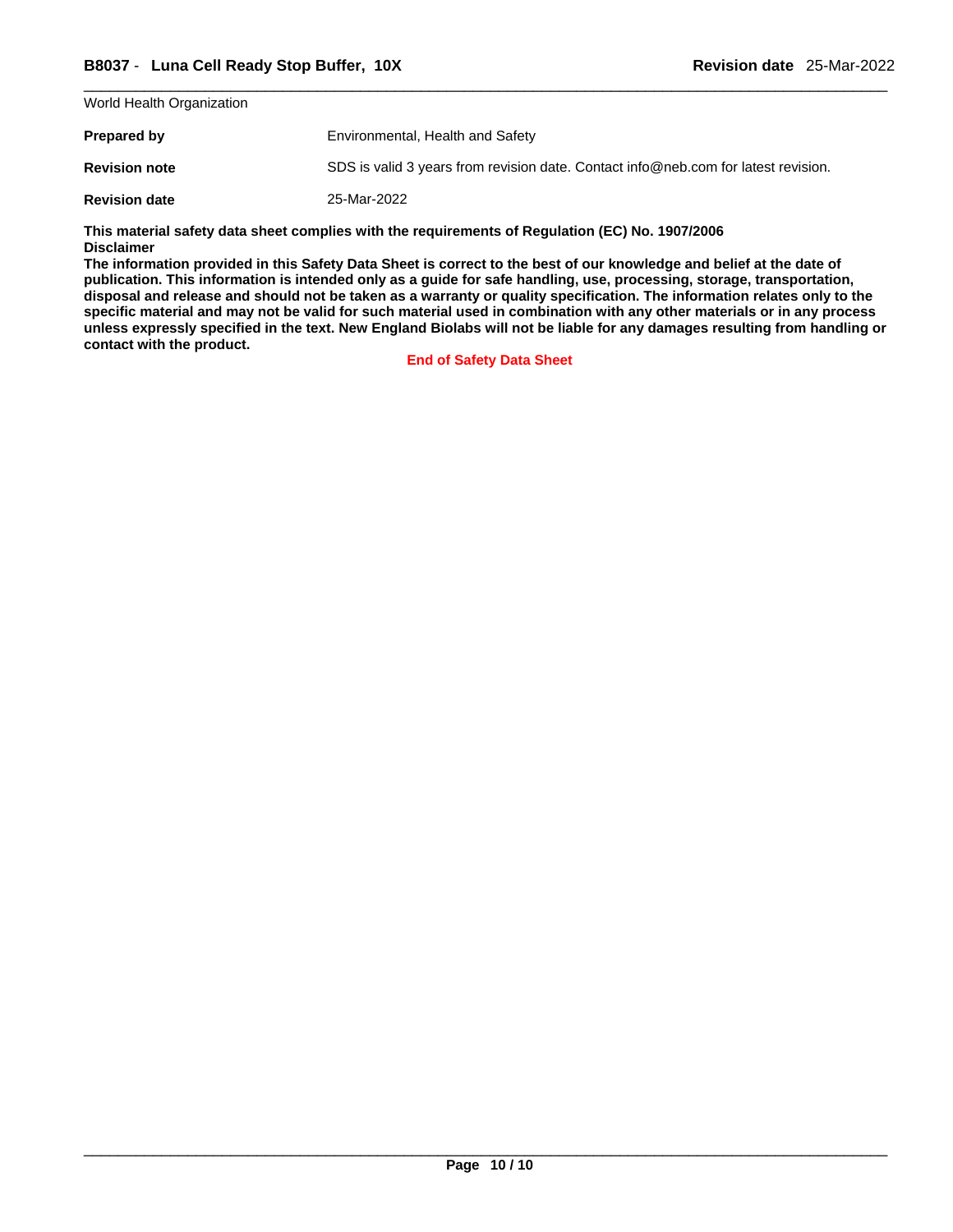World Health Organization

| | |
|---|---|
| **Prepared by** | Environmental, Health and Safety |
| **Revision note** | SDS is valid 3 years from revision date. Contact info@neb.com for latest revision. |
| **Revision date** | 25-Mar-2022 |

**This material safety data sheet complies with the requirements of Regulation (EC) No. 1907/2006**

**Disclaimer**

**The information provided in this Safety Data Sheet is correct to the best of our knowledge and belief at the date of publication. This information is intended only as a guide for safe handling, use, processing, storage, transportation, disposal and release and should not be taken as a warranty or quality specification. The information relates only to the specific material and may not be valid for such material used in combination with any other materials or in any process unless expressly specified in the text. New England Biolabs will not be liable for any damages resulting from handling or contact with the product.**

**End of Safety Data Sheet**